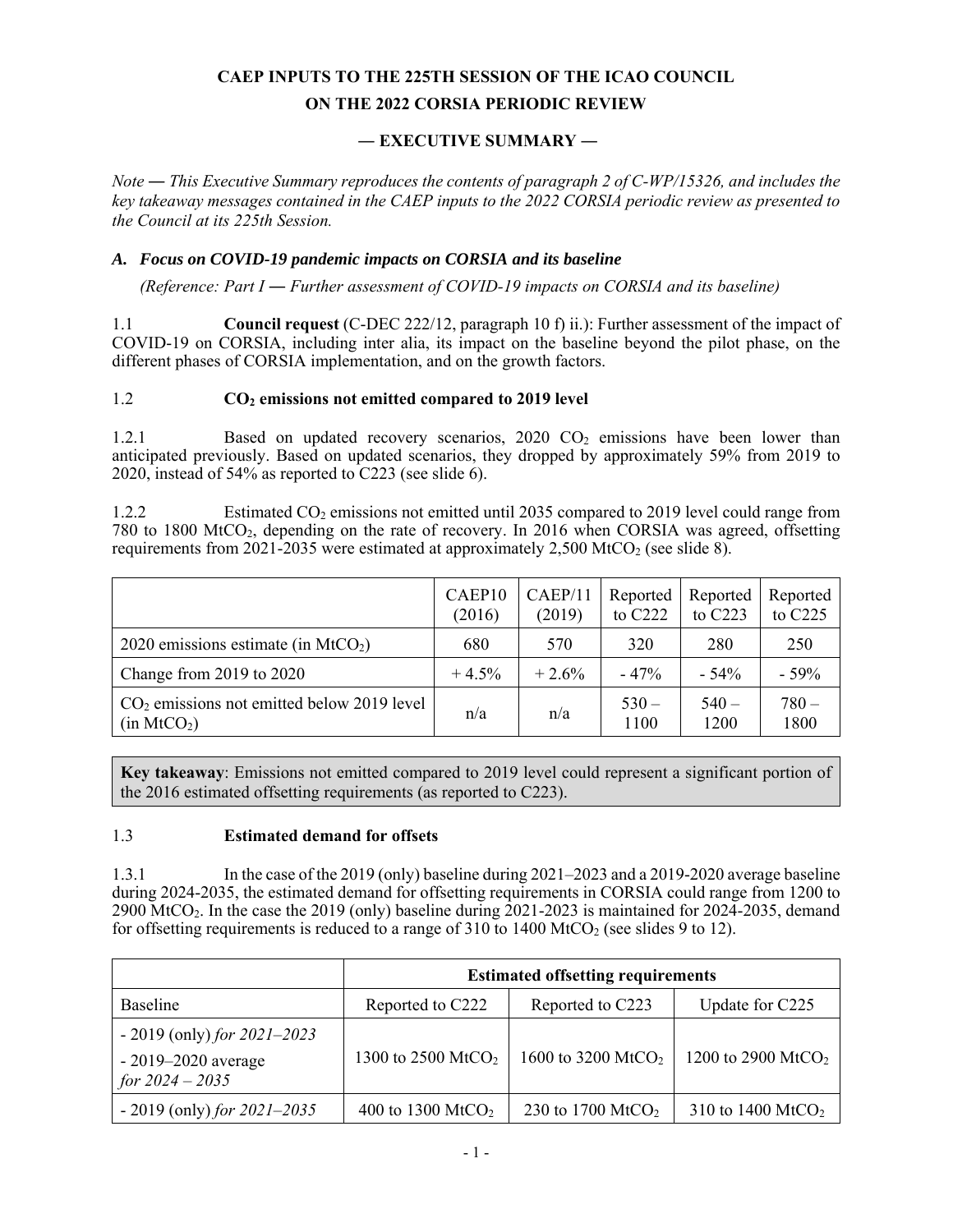# CAEP INPUTS TO THE 225TH SESSION OF THE ICAO COUNCIL ON THE 2022 CORSIA PERIODIC REVIEW

## — EXECUTIVE SUMMARY —

*Note — This Executive Summary reproduces the contents of paragraph 2 of C-WP/15326, and includes the key takeaway messages contained in the CAEP inputs to the 2022 CORSIA periodic review as presented to the Council at its 225th Session.*

### *A. Focus on COVID-19 pandemic impacts on CORSIA and its baseline*

*(Reference: Part I — Further assessment of COVID-19 impacts on CORSIA and its baseline)*

1.1 **Council request** (C-DEC 222/12, paragraph 10 f) ii.): Further assessment of the impact of COVID-19 on CORSIA, including inter alia, its impact on the baseline beyond the pilot phase, on the different phases of CORSIA implementation, and on the growth factors.

1.2 **$CO_2$ emissions not emitted compared to 2019 level**

1.2.1 Based on updated recovery scenarios, 2020 $CO_2$ emissions have been lower than anticipated previously. Based on updated scenarios, they dropped by approximately 59% from 2019 to 2020, instead of 54% as reported to C223 (see slide 6).

1.2.2 Estimated $CO_2$ emissions not emitted until 2035 compared to 2019 level could range from 780 to 1800 $MtCO_2$, depending on the rate of recovery. In 2016 when CORSIA was agreed, offsetting requirements from 2021-2035 were estimated at approximately 2,500 $MtCO_2$ (see slide 8).

| | CAEP10 (2016) | CAEP/11 (2019) | Reported to C222 | Reported to C223 | Reported to C225 |
|---|---|---|---|---|---|
| 2020 emissions estimate (in $MtCO_2$) | 680 | 570 | 320 | 280 | 250 |
| Change from 2019 to 2020 | + 4.5% | + 2.6% | - 47% | - 54% | - 59% |
| $CO_2$ emissions not emitted below 2019 level (in $MtCO_2$) | n/a | n/a | 530 – 1100 | 540 – 1200 | 780 – 1800 |

**Key takeaway**: Emissions not emitted compared to 2019 level could represent a significant portion of the 2016 estimated offsetting requirements (as reported to C223).

1.3 **Estimated demand for offsets**

1.3.1 In the case of the 2019 (only) baseline during 2021–2023 and a 2019-2020 average baseline during 2024-2035, the estimated demand for offsetting requirements in CORSIA could range from 1200 to 2900 $MtCO_2$. In the case the 2019 (only) baseline during 2021-2023 is maintained for 2024-2035, demand for offsetting requirements is reduced to a range of 310 to 1400 $MtCO_2$ (see slides 9 to 12).

| | Estimated offsetting requirements | | |
|---|---|---|---|
| Baseline | Reported to C222 | Reported to C223 | Update for C225 |
| - 2019 (only) *for 2021–2023*<br>- 2019–2020 average *for 2024 – 2035* | 1300 to 2500 $MtCO_2$ | 1600 to 3200 $MtCO_2$ | 1200 to 2900 $MtCO_2$ |
| - 2019 (only) *for 2021–2035* | 400 to 1300 $MtCO_2$ | 230 to 1700 $MtCO_2$ | 310 to 1400 $MtCO_2$ |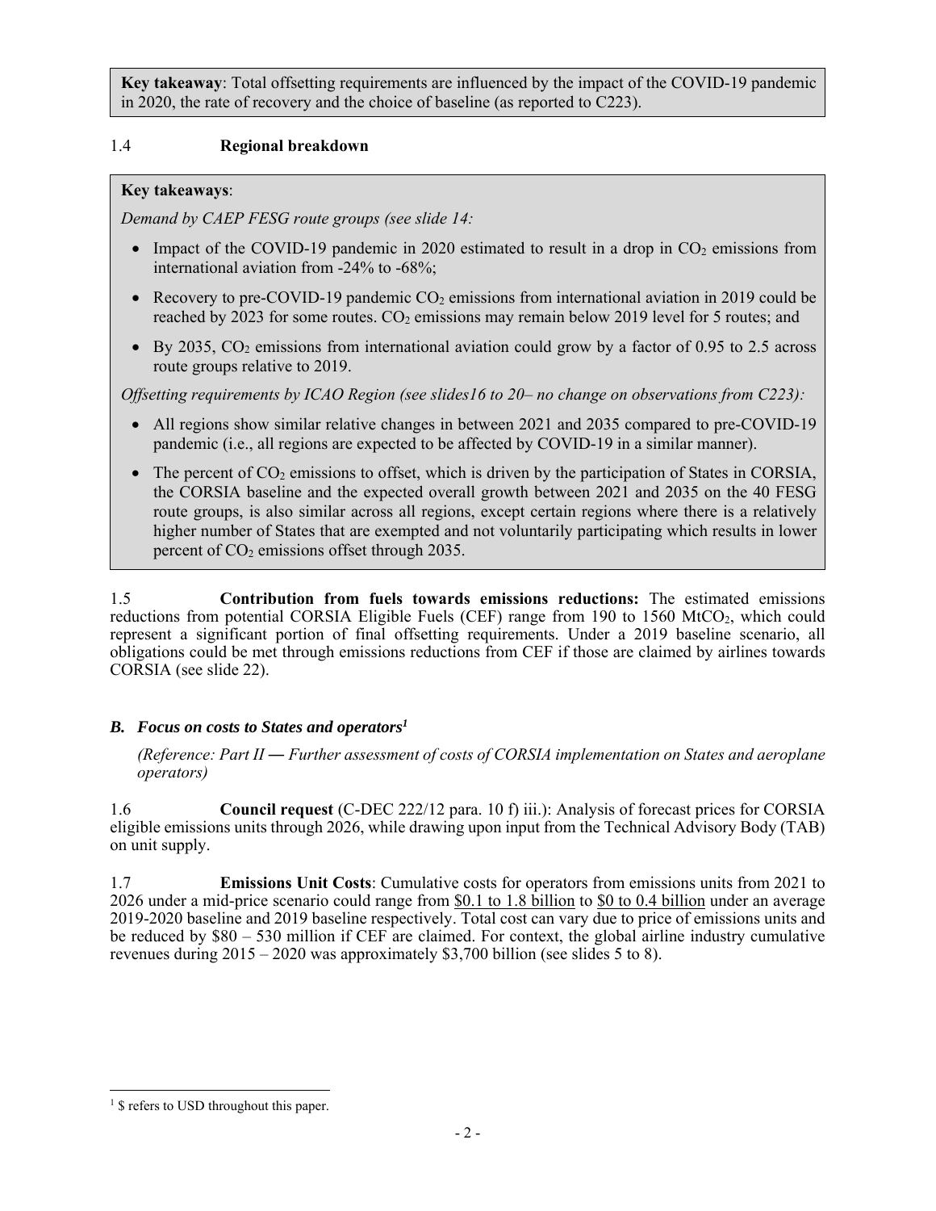**Key takeaway**: Total offsetting requirements are influenced by the impact of the COVID-19 pandemic in 2020, the rate of recovery and the choice of baseline (as reported to C223).

## 1.4 Regional breakdown

**Key takeaways**:

*Demand by CAEP FESG route groups (see slide 14:*

- Impact of the COVID-19 pandemic in 2020 estimated to result in a drop in $CO_2$ emissions from international aviation from -24% to -68%;
- Recovery to pre-COVID-19 pandemic $CO_2$ emissions from international aviation in 2019 could be reached by 2023 for some routes. $CO_2$ emissions may remain below 2019 level for 5 routes; and
- By 2035, $CO_2$ emissions from international aviation could grow by a factor of 0.95 to 2.5 across route groups relative to 2019.

*Offsetting requirements by ICAO Region (see slides16 to 20– no change on observations from C223):*

- All regions show similar relative changes in between 2021 and 2035 compared to pre-COVID-19 pandemic (i.e., all regions are expected to be affected by COVID-19 in a similar manner).
- The percent of $CO_2$ emissions to offset, which is driven by the participation of States in CORSIA, the CORSIA baseline and the expected overall growth between 2021 and 2035 on the 40 FESG route groups, is also similar across all regions, except certain regions where there is a relatively higher number of States that are exempted and not voluntarily participating which results in lower percent of $CO_2$ emissions offset through 2035.

1.5 **Contribution from fuels towards emissions reductions:** The estimated emissions reductions from potential CORSIA Eligible Fuels (CEF) range from 190 to 1560 $MtCO_2$, which could represent a significant portion of final offsetting requirements. Under a 2019 baseline scenario, all obligations could be met through emissions reductions from CEF if those are claimed by airlines towards CORSIA (see slide 22).

## *B. Focus on costs to States and operators[1]*

*(Reference: Part II ― Further assessment of costs of CORSIA implementation on States and aeroplane operators)*

1.6 **Council request** (C-DEC 222/12 para. 10 f) iii.): Analysis of forecast prices for CORSIA eligible emissions units through 2026, while drawing upon input from the Technical Advisory Body (TAB) on unit supply.

1.7 **Emissions Unit Costs**: Cumulative costs for operators from emissions units from 2021 to 2026 under a mid-price scenario could range from <u>$0.1 to 1.8 billion</u> to <u>$0 to 0.4 billion</u> under an average 2019-2020 baseline and 2019 baseline respectively. Total cost can vary due to price of emissions units and be reduced by $80 – 530 million if CEF are claimed. For context, the global airline industry cumulative revenues during 2015 – 2020 was approximately $3,700 billion (see slides 5 to 8).

---

[1] $ refers to USD throughout this paper.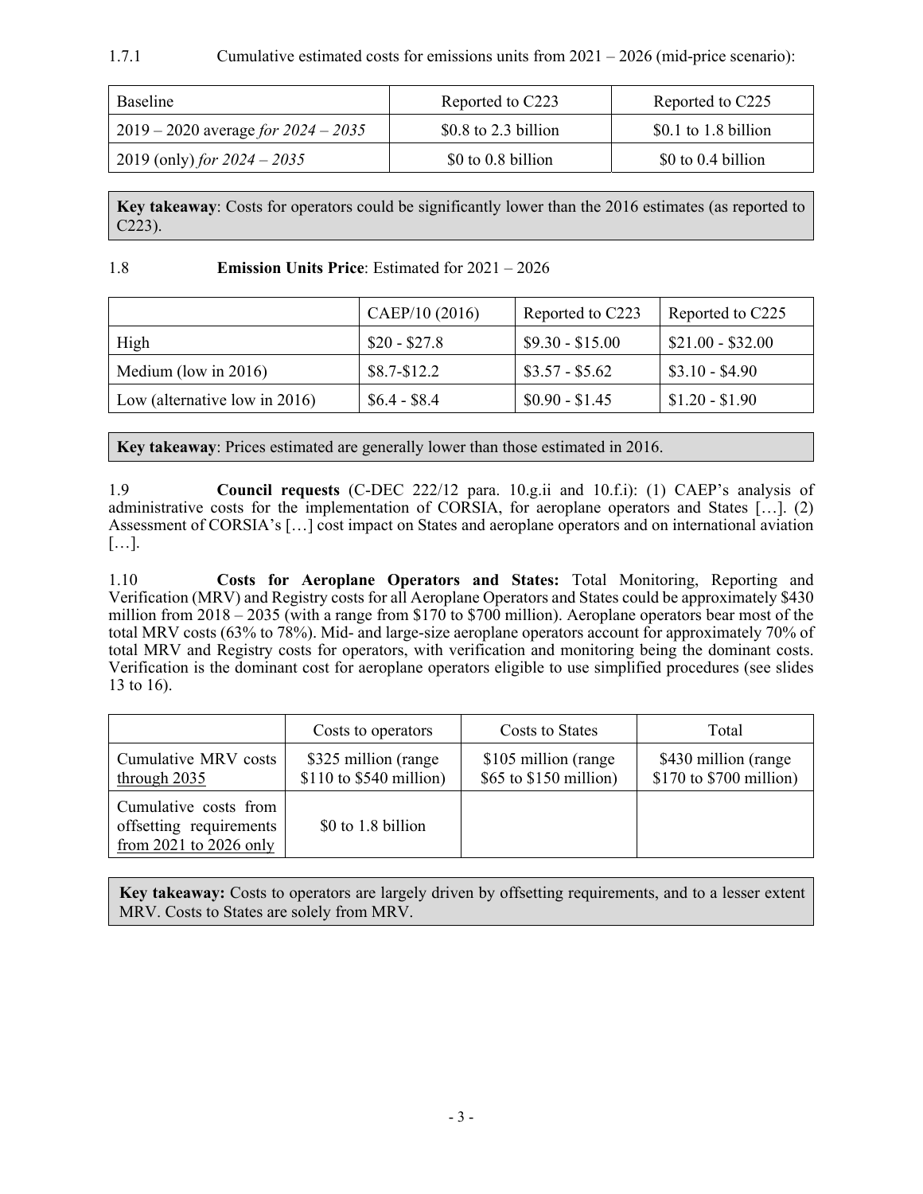1.7.1 Cumulative estimated costs for emissions units from 2021 – 2026 (mid-price scenario):

| Baseline | Reported to C223 | Reported to C225 |
|---|---|---|
| 2019 – 2020 average *for 2024 – 2035* | $0.8 to 2.3 billion | $0.1 to 1.8 billion |
| 2019 (only) *for 2024 – 2035* | $0 to 0.8 billion | $0 to 0.4 billion |

**Key takeaway**: Costs for operators could be significantly lower than the 2016 estimates (as reported to C223).

1.8 **Emission Units Price**: Estimated for 2021 – 2026

| | CAEP/10 (2016) | Reported to C223 | Reported to C225 |
|---|---|---|---|
| High | $20 - $27.8 | $9.30 - $15.00 | $21.00 - $32.00 |
| Medium (low in 2016) | $8.7-$12.2 | $3.57 - $5.62 | $3.10 - $4.90 |
| Low (alternative low in 2016) | $6.4 - $8.4 | $0.90 - $1.45 | $1.20 - $1.90 |

**Key takeaway**: Prices estimated are generally lower than those estimated in 2016.

1.9 **Council requests** (C-DEC 222/12 para. 10.g.ii and 10.f.i): (1) CAEP's analysis of administrative costs for the implementation of CORSIA, for aeroplane operators and States […]. (2) Assessment of CORSIA's […] cost impact on States and aeroplane operators and on international aviation […].

1.10 **Costs for Aeroplane Operators and States:** Total Monitoring, Reporting and Verification (MRV) and Registry costs for all Aeroplane Operators and States could be approximately $430 million from 2018 – 2035 (with a range from $170 to $700 million). Aeroplane operators bear most of the total MRV costs (63% to 78%). Mid- and large-size aeroplane operators account for approximately 70% of total MRV and Registry costs for operators, with verification and monitoring being the dominant costs. Verification is the dominant cost for aeroplane operators eligible to use simplified procedures (see slides 13 to 16).

| | Costs to operators | Costs to States | Total |
|---|---|---|---|
| Cumulative MRV costs through 2035 | $325 million (range $110 to $540 million) | $105 million (range $65 to $150 million) | $430 million (range $170 to $700 million) |
| Cumulative costs from offsetting requirements from 2021 to 2026 only | $0 to 1.8 billion | | |

**Key takeaway:** Costs to operators are largely driven by offsetting requirements, and to a lesser extent MRV. Costs to States are solely from MRV.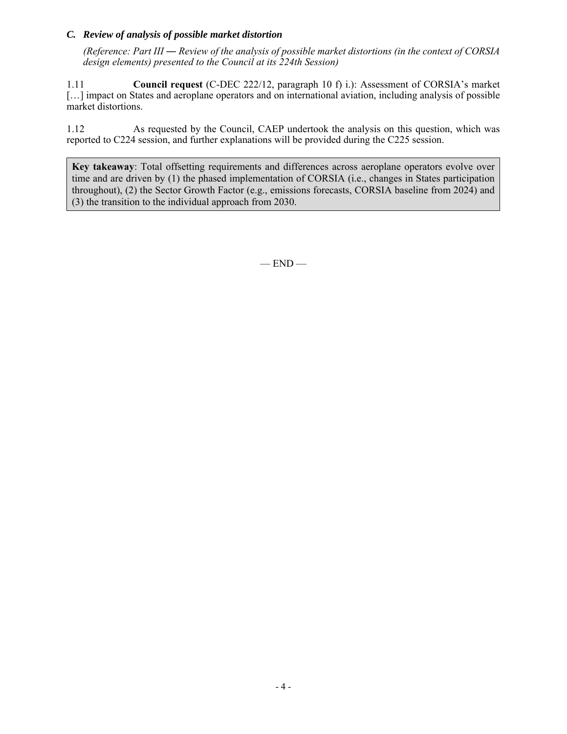### *C. Review of analysis of possible market distortion*

*(Reference: Part III — Review of the analysis of possible market distortions (in the context of CORSIA design elements) presented to the Council at its 224th Session)*

1.11 **Council request** (C-DEC 222/12, paragraph 10 f) i.): Assessment of CORSIA's market […] impact on States and aeroplane operators and on international aviation, including analysis of possible market distortions.

1.12 As requested by the Council, CAEP undertook the analysis on this question, which was reported to C224 session, and further explanations will be provided during the C225 session.

> **Key takeaway**: Total offsetting requirements and differences across aeroplane operators evolve over time and are driven by (1) the phased implementation of CORSIA (i.e., changes in States participation throughout), (2) the Sector Growth Factor (e.g., emissions forecasts, CORSIA baseline from 2024) and (3) the transition to the individual approach from 2030.

— END —